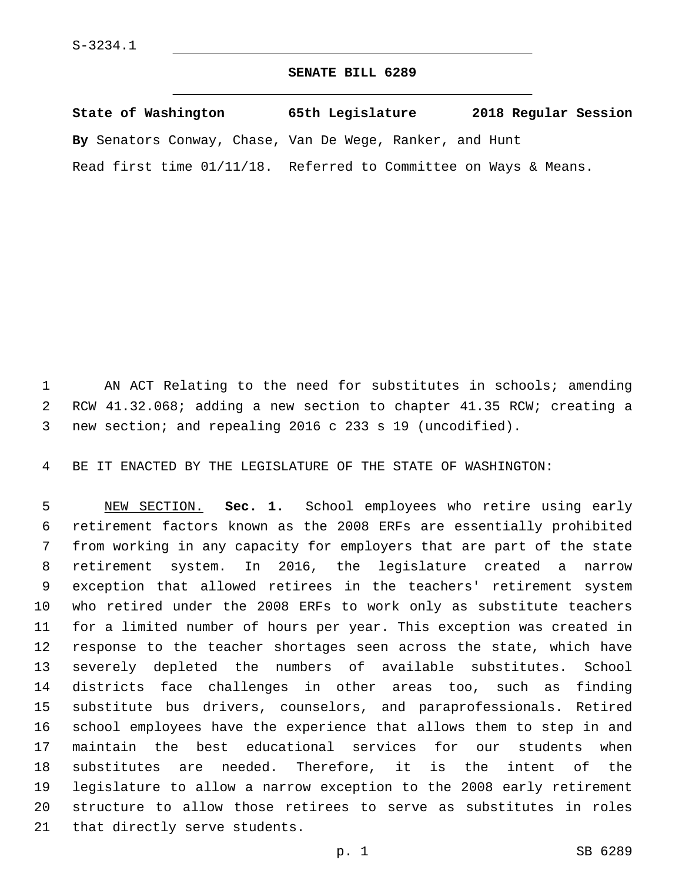S-3234.1

# SENATE BILL 6289

**State of Washington 65th Legislature 2018 Regular Session**

**By** Senators Conway, Chase, Van De Wege, Ranker, and Hunt

Read first time 01/11/18. Referred to Committee on Ways & Means.

AN ACT Relating to the need for substitutes in schools; amending RCW 41.32.068; adding a new section to chapter 41.35 RCW; creating a new section; and repealing 2016 c 233 s 19 (uncodified).

BE IT ENACTED BY THE LEGISLATURE OF THE STATE OF WASHINGTON:

NEW SECTION. **Sec. 1.** School employees who retire using early retirement factors known as the 2008 ERFs are essentially prohibited from working in any capacity for employers that are part of the state retirement system. In 2016, the legislature created a narrow exception that allowed retirees in the teachers' retirement system who retired under the 2008 ERFs to work only as substitute teachers for a limited number of hours per year. This exception was created in response to the teacher shortages seen across the state, which have severely depleted the numbers of available substitutes. School districts face challenges in other areas too, such as finding substitute bus drivers, counselors, and paraprofessionals. Retired school employees have the experience that allows them to step in and maintain the best educational services for our students when substitutes are needed. Therefore, it is the intent of the legislature to allow a narrow exception to the 2008 early retirement structure to allow those retirees to serve as substitutes in roles that directly serve students.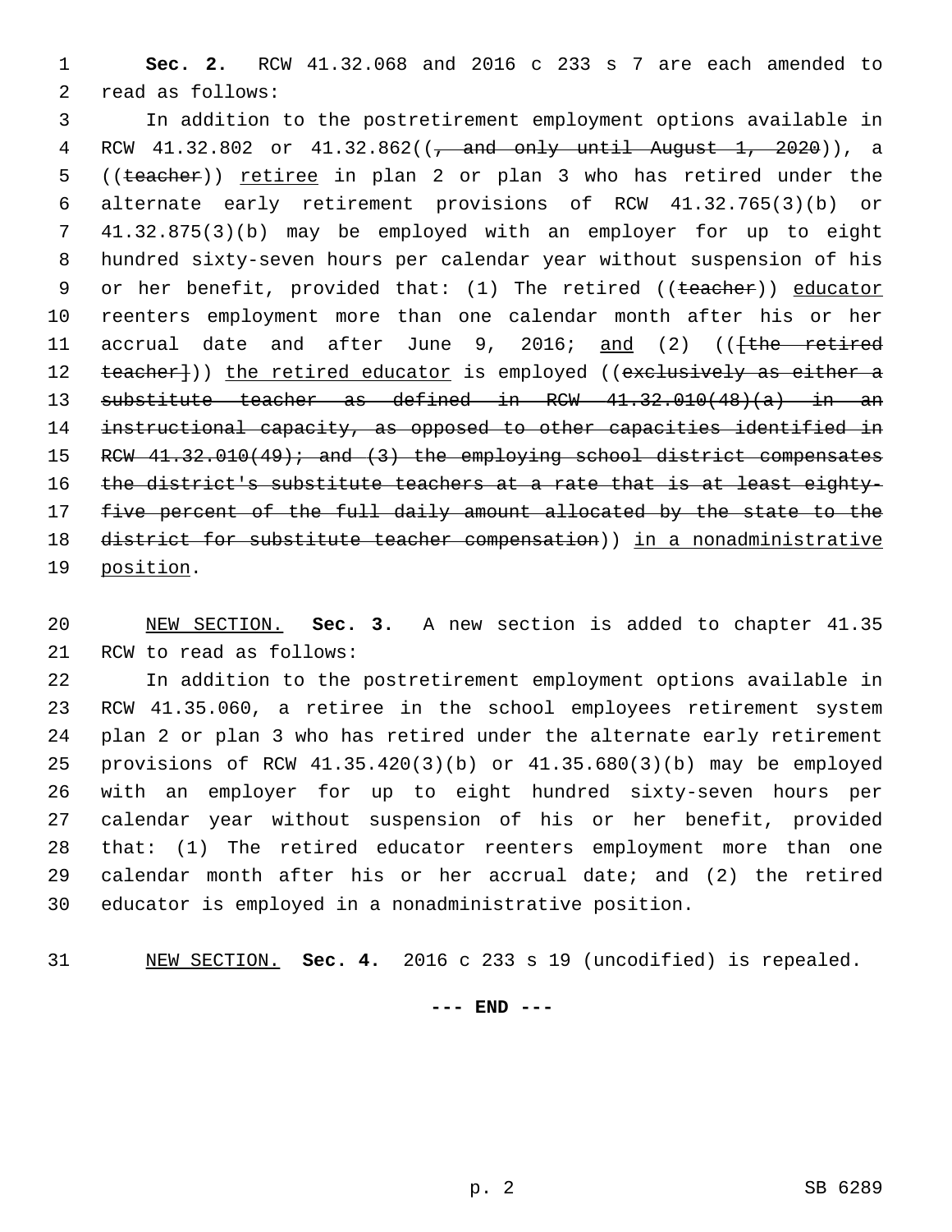**Sec. 2.** RCW 41.32.068 and 2016 c 233 s 7 are each amended to read as follows:

In addition to the postretirement employment options available in RCW 41.32.802 or 41.32.862((~~, and only until August 1, 2020~~)), a ((~~teacher~~)) <u>retiree</u> in plan 2 or plan 3 who has retired under the alternate early retirement provisions of RCW 41.32.765(3)(b) or 41.32.875(3)(b) may be employed with an employer for up to eight hundred sixty-seven hours per calendar year without suspension of his or her benefit, provided that: (1) The retired ((~~teacher~~)) <u>educator</u> reenters employment more than one calendar month after his or her accrual date and after June 9, 2016; <u>and</u> (2) ((~~[the retired teacher]~~)) <u>the retired educator</u> is employed ((~~exclusively as either a substitute teacher as defined in RCW 41.32.010(48)(a) in an instructional capacity, as opposed to other capacities identified in RCW 41.32.010(49); and (3) the employing school district compensates the district's substitute teachers at a rate that is at least eighty-five percent of the full daily amount allocated by the state to the district for substitute teacher compensation~~)) <u>in a nonadministrative position</u>.

<u>NEW SECTION.</u> **Sec. 3.** A new section is added to chapter 41.35 RCW to read as follows:

In addition to the postretirement employment options available in RCW 41.35.060, a retiree in the school employees retirement system plan 2 or plan 3 who has retired under the alternate early retirement provisions of RCW 41.35.420(3)(b) or 41.35.680(3)(b) may be employed with an employer for up to eight hundred sixty-seven hours per calendar year without suspension of his or her benefit, provided that: (1) The retired educator reenters employment more than one calendar month after his or her accrual date; and (2) the retired educator is employed in a nonadministrative position.

<u>NEW SECTION.</u> **Sec. 4.** 2016 c 233 s 19 (uncodified) is repealed.

**--- END ---**